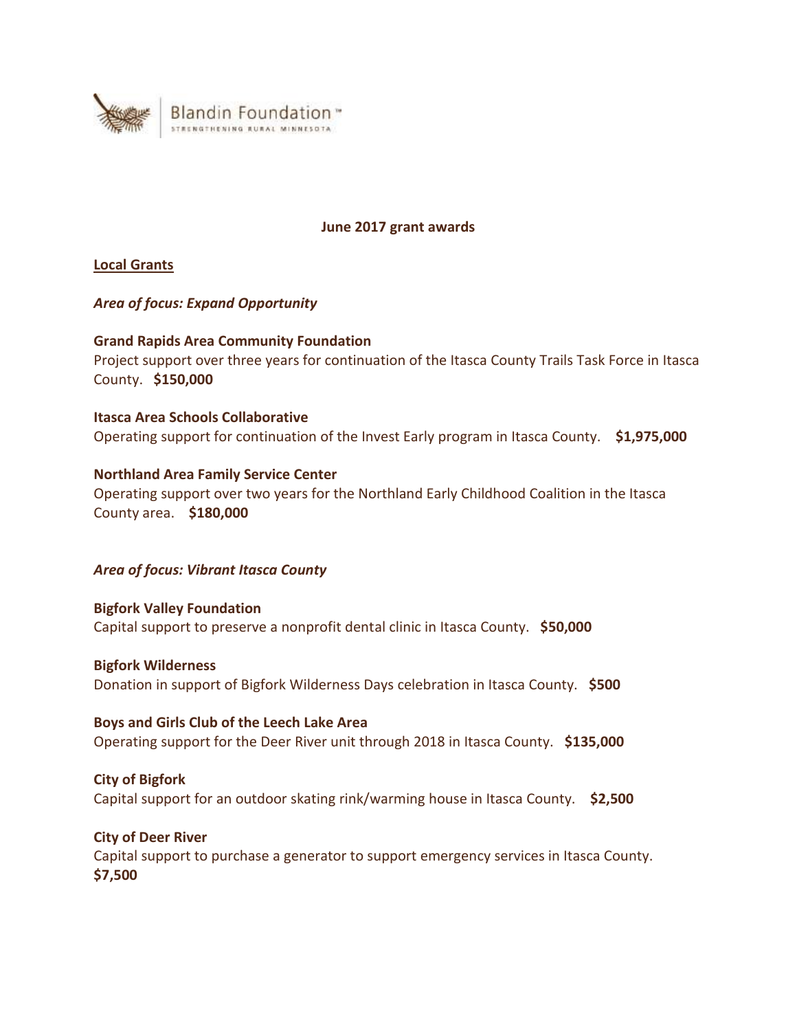Blandin Foundation™
STRENGTHENING RURAL MINNESOTA

# June 2017 grant awards

## Local Grants

### *Area of focus: Expand Opportunity*

**Grand Rapids Area Community Foundation**
Project support over three years for continuation of the Itasca County Trails Task Force in Itasca County. **$150,000**

**Itasca Area Schools Collaborative**
Operating support for continuation of the Invest Early program in Itasca County. **$1,975,000**

**Northland Area Family Service Center**
Operating support over two years for the Northland Early Childhood Coalition in the Itasca County area. **$180,000**

### *Area of focus: Vibrant Itasca County*

**Bigfork Valley Foundation**
Capital support to preserve a nonprofit dental clinic in Itasca County. **$50,000**

**Bigfork Wilderness**
Donation in support of Bigfork Wilderness Days celebration in Itasca County. **$500**

**Boys and Girls Club of the Leech Lake Area**
Operating support for the Deer River unit through 2018 in Itasca County. **$135,000**

**City of Bigfork**
Capital support for an outdoor skating rink/warming house in Itasca County. **$2,500**

**City of Deer River**
Capital support to purchase a generator to support emergency services in Itasca County. **$7,500**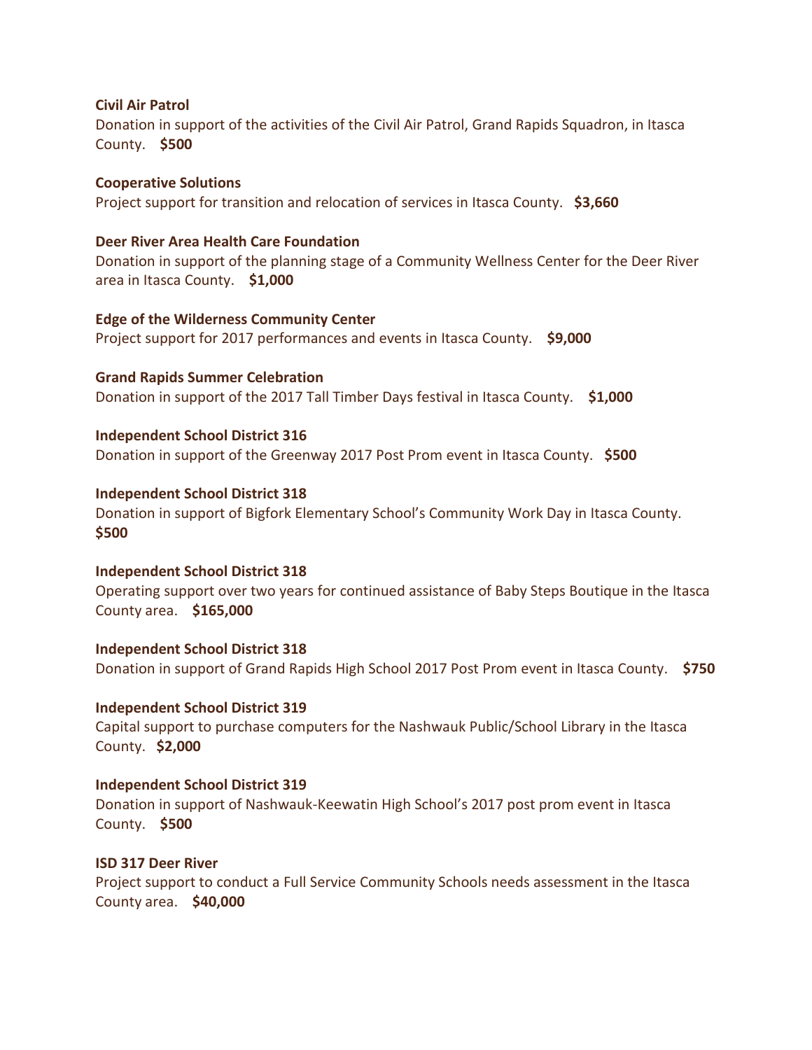**Civil Air Patrol**
Donation in support of the activities of the Civil Air Patrol, Grand Rapids Squadron, in Itasca County. **$500**

**Cooperative Solutions**
Project support for transition and relocation of services in Itasca County. **$3,660**

**Deer River Area Health Care Foundation**
Donation in support of the planning stage of a Community Wellness Center for the Deer River area in Itasca County. **$1,000**

**Edge of the Wilderness Community Center**
Project support for 2017 performances and events in Itasca County. **$9,000**

**Grand Rapids Summer Celebration**
Donation in support of the 2017 Tall Timber Days festival in Itasca County. **$1,000**

**Independent School District 316**
Donation in support of the Greenway 2017 Post Prom event in Itasca County. **$500**

**Independent School District 318**
Donation in support of Bigfork Elementary School's Community Work Day in Itasca County. **$500**

**Independent School District 318**
Operating support over two years for continued assistance of Baby Steps Boutique in the Itasca County area. **$165,000**

**Independent School District 318**
Donation in support of Grand Rapids High School 2017 Post Prom event in Itasca County. **$750**

**Independent School District 319**
Capital support to purchase computers for the Nashwauk Public/School Library in the Itasca County. **$2,000**

**Independent School District 319**
Donation in support of Nashwauk-Keewatin High School's 2017 post prom event in Itasca County. **$500**

**ISD 317 Deer River**
Project support to conduct a Full Service Community Schools needs assessment in the Itasca County area. **$40,000**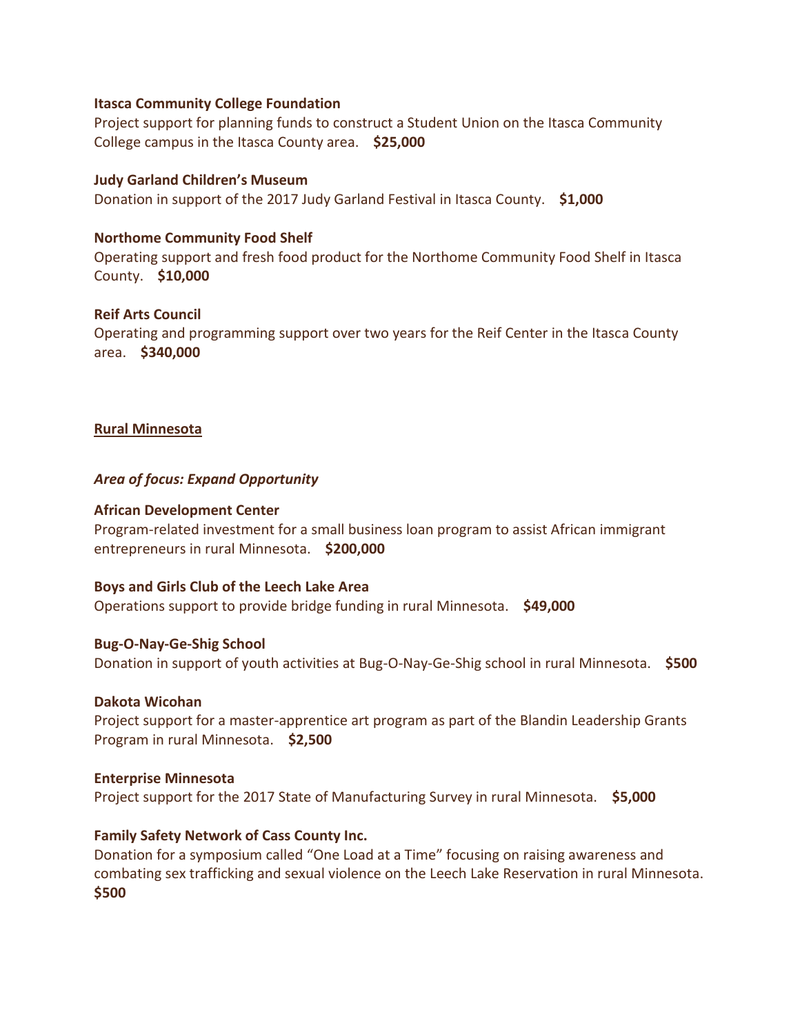**Itasca Community College Foundation**
Project support for planning funds to construct a Student Union on the Itasca Community College campus in the Itasca County area. **$25,000**

**Judy Garland Children's Museum**
Donation in support of the 2017 Judy Garland Festival in Itasca County. **$1,000**

**Northome Community Food Shelf**
Operating support and fresh food product for the Northome Community Food Shelf in Itasca County. **$10,000**

**Reif Arts Council**
Operating and programming support over two years for the Reif Center in the Itasca County area. **$340,000**

## Rural Minnesota

### *Area of focus: Expand Opportunity*

**African Development Center**
Program-related investment for a small business loan program to assist African immigrant entrepreneurs in rural Minnesota. **$200,000**

**Boys and Girls Club of the Leech Lake Area**
Operations support to provide bridge funding in rural Minnesota. **$49,000**

**Bug-O-Nay-Ge-Shig School**
Donation in support of youth activities at Bug-O-Nay-Ge-Shig school in rural Minnesota. **$500**

**Dakota Wicohan**
Project support for a master-apprentice art program as part of the Blandin Leadership Grants Program in rural Minnesota. **$2,500**

**Enterprise Minnesota**
Project support for the 2017 State of Manufacturing Survey in rural Minnesota. **$5,000**

**Family Safety Network of Cass County Inc.**
Donation for a symposium called "One Load at a Time" focusing on raising awareness and combating sex trafficking and sexual violence on the Leech Lake Reservation in rural Minnesota. **$500**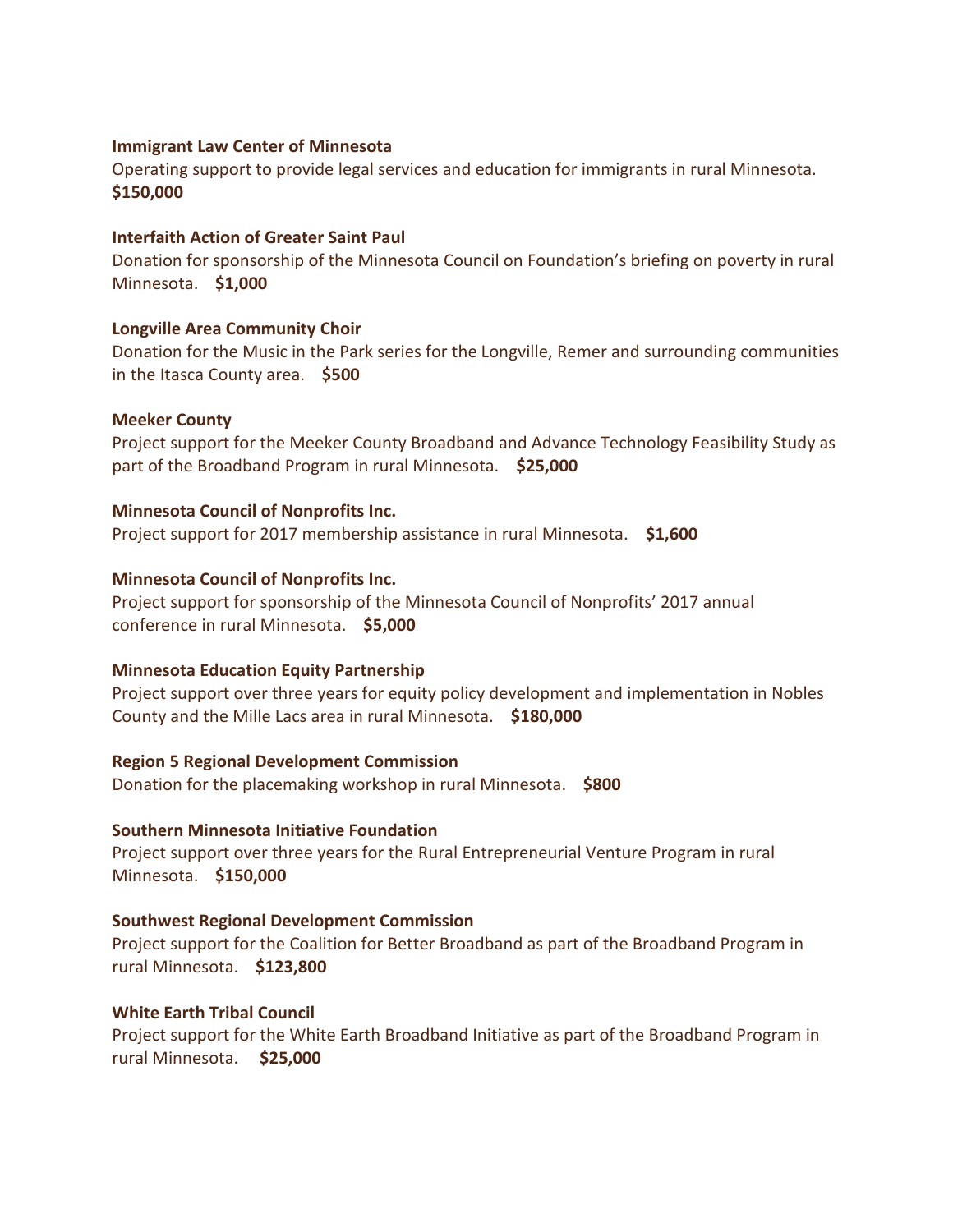**Immigrant Law Center of Minnesota**

Operating support to provide legal services and education for immigrants in rural Minnesota.
**$150,000**

**Interfaith Action of Greater Saint Paul**

Donation for sponsorship of the Minnesota Council on Foundation's briefing on poverty in rural Minnesota. **$1,000**

**Longville Area Community Choir**

Donation for the Music in the Park series for the Longville, Remer and surrounding communities in the Itasca County area. **$500**

**Meeker County**

Project support for the Meeker County Broadband and Advance Technology Feasibility Study as part of the Broadband Program in rural Minnesota. **$25,000**

**Minnesota Council of Nonprofits Inc.**

Project support for 2017 membership assistance in rural Minnesota. **$1,600**

**Minnesota Council of Nonprofits Inc.**

Project support for sponsorship of the Minnesota Council of Nonprofits' 2017 annual conference in rural Minnesota. **$5,000**

**Minnesota Education Equity Partnership**

Project support over three years for equity policy development and implementation in Nobles County and the Mille Lacs area in rural Minnesota. **$180,000**

**Region 5 Regional Development Commission**

Donation for the placemaking workshop in rural Minnesota. **$800**

**Southern Minnesota Initiative Foundation**

Project support over three years for the Rural Entrepreneurial Venture Program in rural Minnesota. **$150,000**

**Southwest Regional Development Commission**

Project support for the Coalition for Better Broadband as part of the Broadband Program in rural Minnesota. **$123,800**

**White Earth Tribal Council**

Project support for the White Earth Broadband Initiative as part of the Broadband Program in rural Minnesota. **$25,000**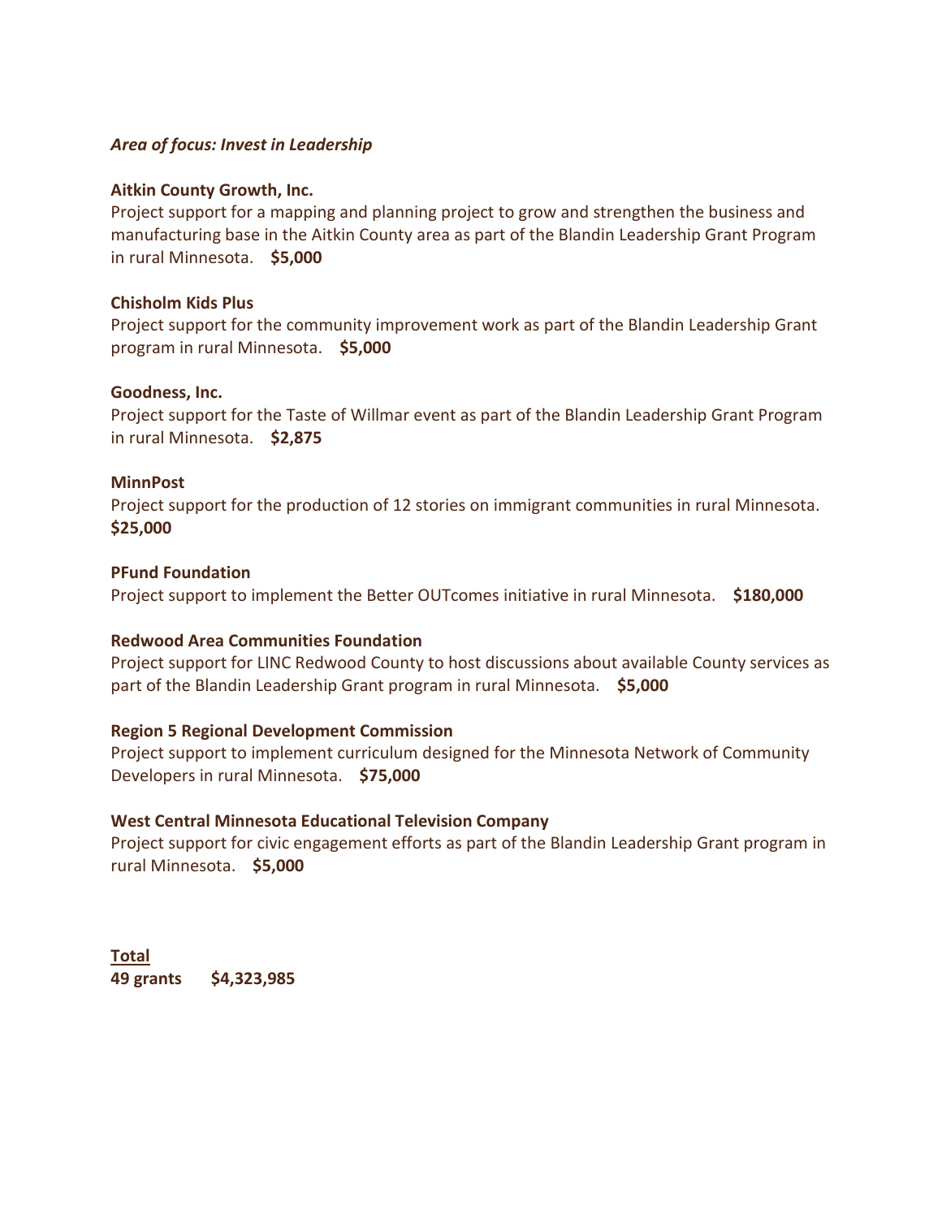***Area of focus: Invest in Leadership***

**Aitkin County Growth, Inc.**
Project support for a mapping and planning project to grow and strengthen the business and manufacturing base in the Aitkin County area as part of the Blandin Leadership Grant Program in rural Minnesota. **$5,000**

**Chisholm Kids Plus**
Project support for the community improvement work as part of the Blandin Leadership Grant program in rural Minnesota. **$5,000**

**Goodness, Inc.**
Project support for the Taste of Willmar event as part of the Blandin Leadership Grant Program in rural Minnesota. **$2,875**

**MinnPost**
Project support for the production of 12 stories on immigrant communities in rural Minnesota. **$25,000**

**PFund Foundation**
Project support to implement the Better OUTcomes initiative in rural Minnesota. **$180,000**

**Redwood Area Communities Foundation**
Project support for LINC Redwood County to host discussions about available County services as part of the Blandin Leadership Grant program in rural Minnesota. **$5,000**

**Region 5 Regional Development Commission**
Project support to implement curriculum designed for the Minnesota Network of Community Developers in rural Minnesota. **$75,000**

**West Central Minnesota Educational Television Company**
Project support for civic engagement efforts as part of the Blandin Leadership Grant program in rural Minnesota. **$5,000**

**<u>Total</u>**
**49 grants $4,323,985**